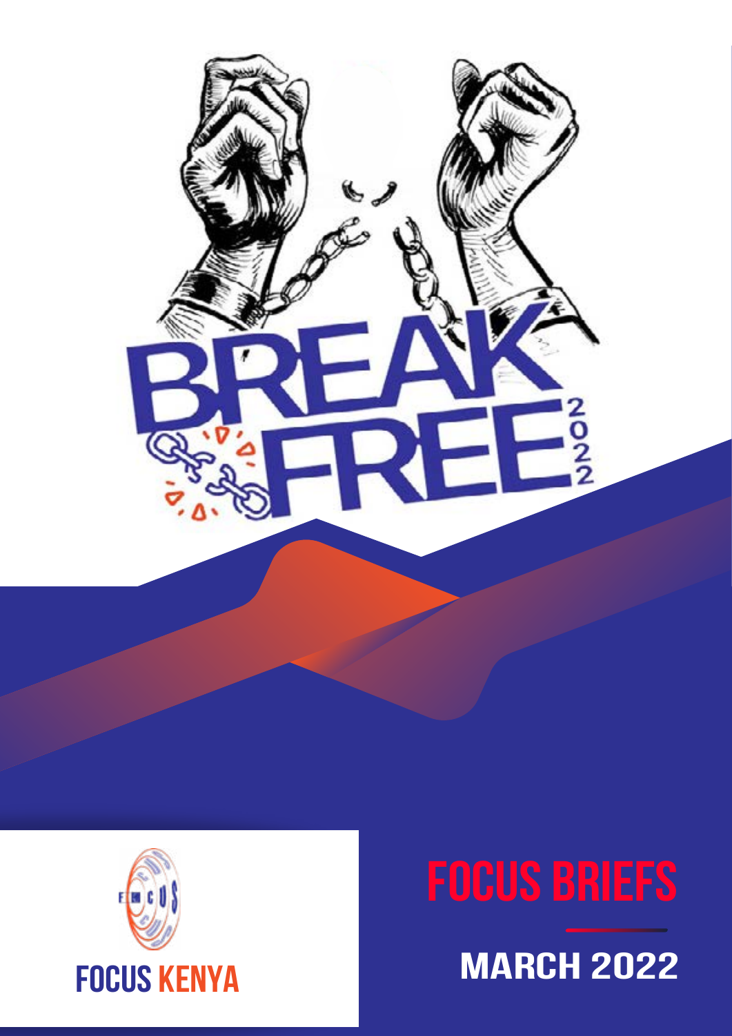# BREAK FREE 2022

FOCUS KENYA

# FOCUS BRIEFS

## MARCH 2022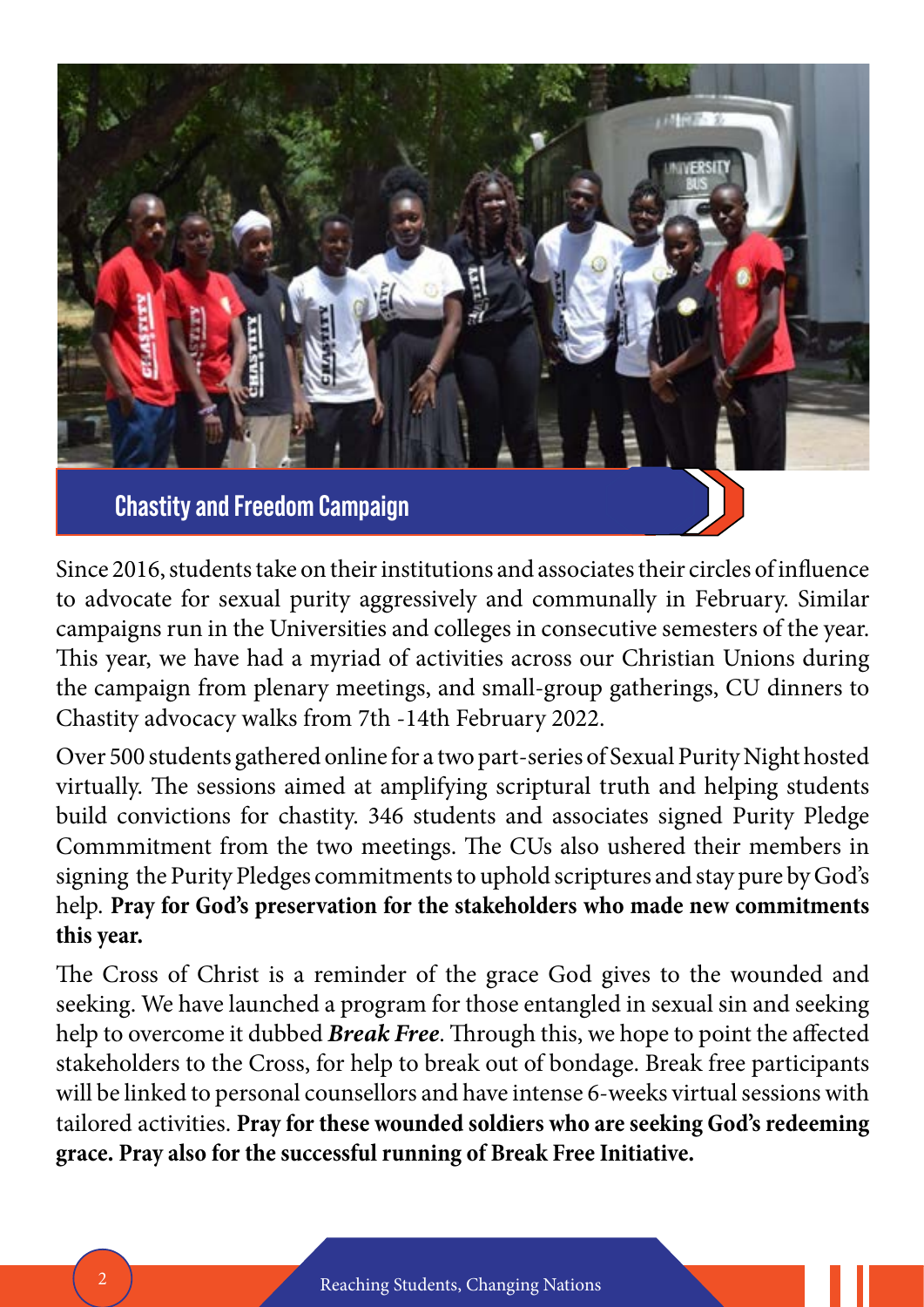## Chastity and Freedom Campaign

Since 2016, students take on their institutions and associates their circles of influence to advocate for sexual purity aggressively and communally in February. Similar campaigns run in the Universities and colleges in consecutive semesters of the year. This year, we have had a myriad of activities across our Christian Unions during the campaign from plenary meetings, and small-group gatherings, CU dinners to Chastity advocacy walks from 7th -14th February 2022.

Over 500 students gathered online for a two part-series of Sexual Purity Night hosted virtually. The sessions aimed at amplifying scriptural truth and helping students build convictions for chastity. 346 students and associates signed Purity Pledge Commmitment from the two meetings. The CUs also ushered their members in signing the Purity Pledges commitments to uphold scriptures and stay pure by God's help. **Pray for God's preservation for the stakeholders who made new commitments this year.**

The Cross of Christ is a reminder of the grace God gives to the wounded and seeking. We have launched a program for those entangled in sexual sin and seeking help to overcome it dubbed ***Break Free***. Through this, we hope to point the affected stakeholders to the Cross, for help to break out of bondage. Break free participants will be linked to personal counsellors and have intense 6-weeks virtual sessions with tailored activities. **Pray for these wounded soldiers who are seeking God's redeeming grace. Pray also for the successful running of Break Free Initiative.**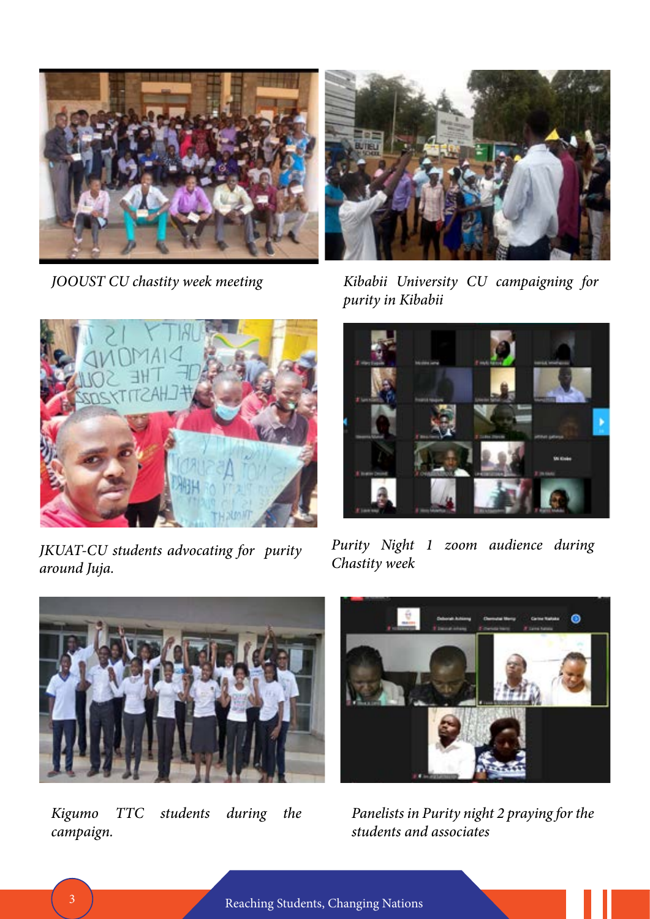*JOOUST CU chastity week meeting*

*Kibabii University CU campaigning for purity in Kibabii*

*JKUAT-CU students advocating for purity around Juja.*

*Purity Night 1 zoom audience during Chastity week*

*Kigumo TTC students during the campaign.*

*Panelists in Purity night 2 praying for the students and associates*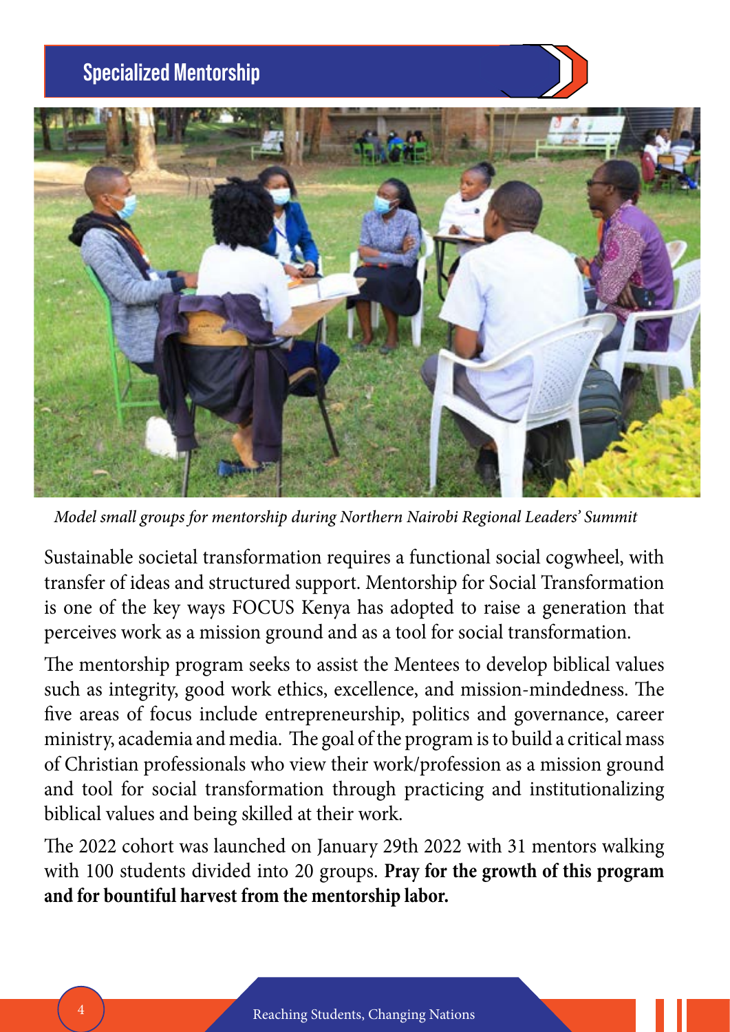## Specialized Mentorship

*Model small groups for mentorship during Northern Nairobi Regional Leaders' Summit*

Sustainable societal transformation requires a functional social cogwheel, with transfer of ideas and structured support. Mentorship for Social Transformation is one of the key ways FOCUS Kenya has adopted to raise a generation that perceives work as a mission ground and as a tool for social transformation.

The mentorship program seeks to assist the Mentees to develop biblical values such as integrity, good work ethics, excellence, and mission-mindedness. The five areas of focus include entrepreneurship, politics and governance, career ministry, academia and media. The goal of the program is to build a critical mass of Christian professionals who view their work/profession as a mission ground and tool for social transformation through practicing and institutionalizing biblical values and being skilled at their work.

The 2022 cohort was launched on January 29th 2022 with 31 mentors walking with 100 students divided into 20 groups. **Pray for the growth of this program and for bountiful harvest from the mentorship labor.**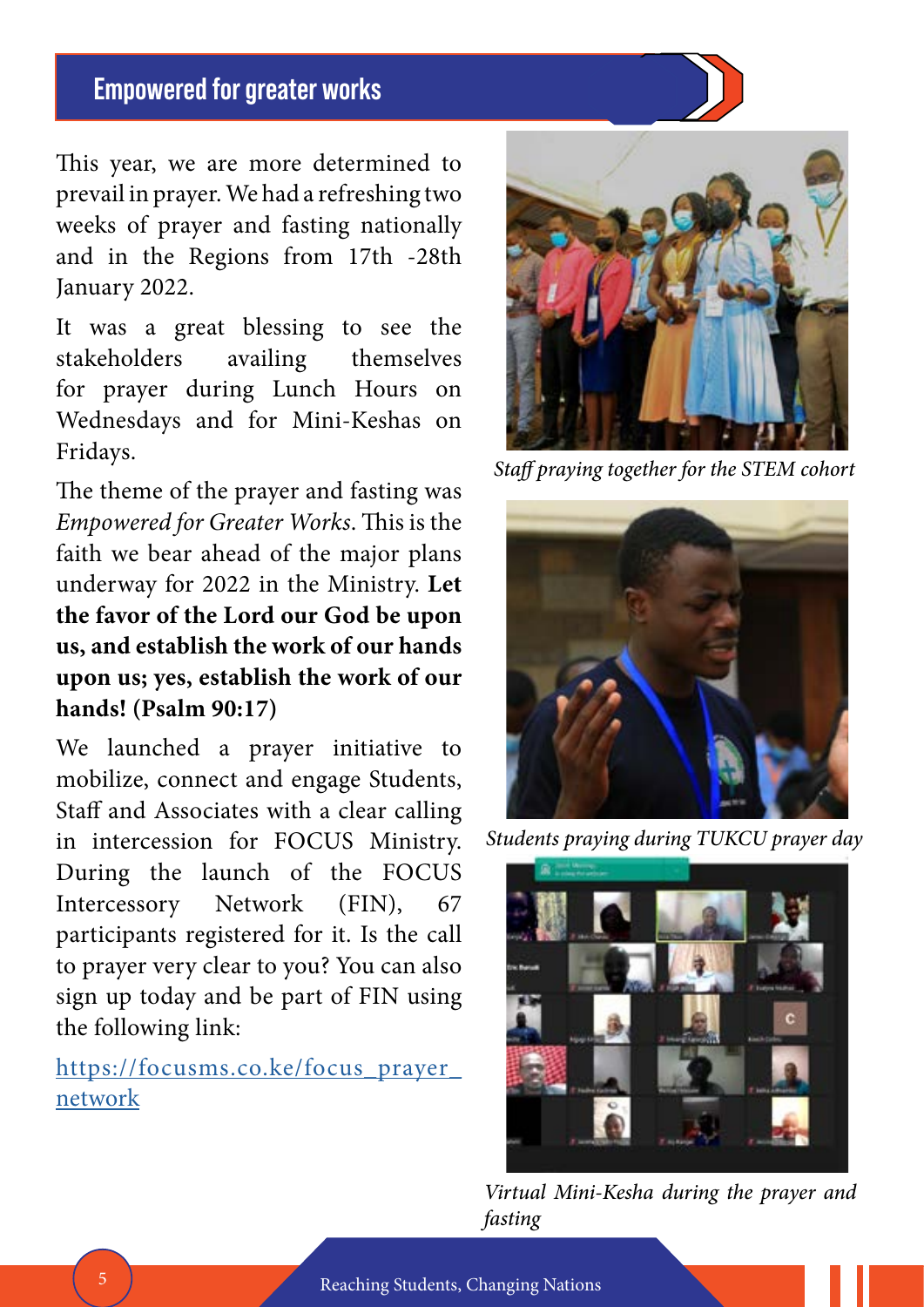## Empowered for greater works

This year, we are more determined to prevail in prayer. We had a refreshing two weeks of prayer and fasting nationally and in the Regions from 17th -28th January 2022.

It was a great blessing to see the stakeholders availing themselves for prayer during Lunch Hours on Wednesdays and for Mini-Keshas on Fridays.

The theme of the prayer and fasting was *Empowered for Greater Works*. This is the faith we bear ahead of the major plans underway for 2022 in the Ministry. **Let the favor of the Lord our God be upon us, and establish the work of our hands upon us; yes, establish the work of our hands! (Psalm 90:17)**

We launched a prayer initiative to mobilize, connect and engage Students, Staff and Associates with a clear calling in intercession for FOCUS Ministry. During the launch of the FOCUS Intercessory Network (FIN), 67 participants registered for it. Is the call to prayer very clear to you? You can also sign up today and be part of FIN using the following link:

https://focusms.co.ke/focus_prayer_network

*Staff praying together for the STEM cohort*

*Students praying during TUKCU prayer day*

*Virtual Mini-Kesha during the prayer and fasting*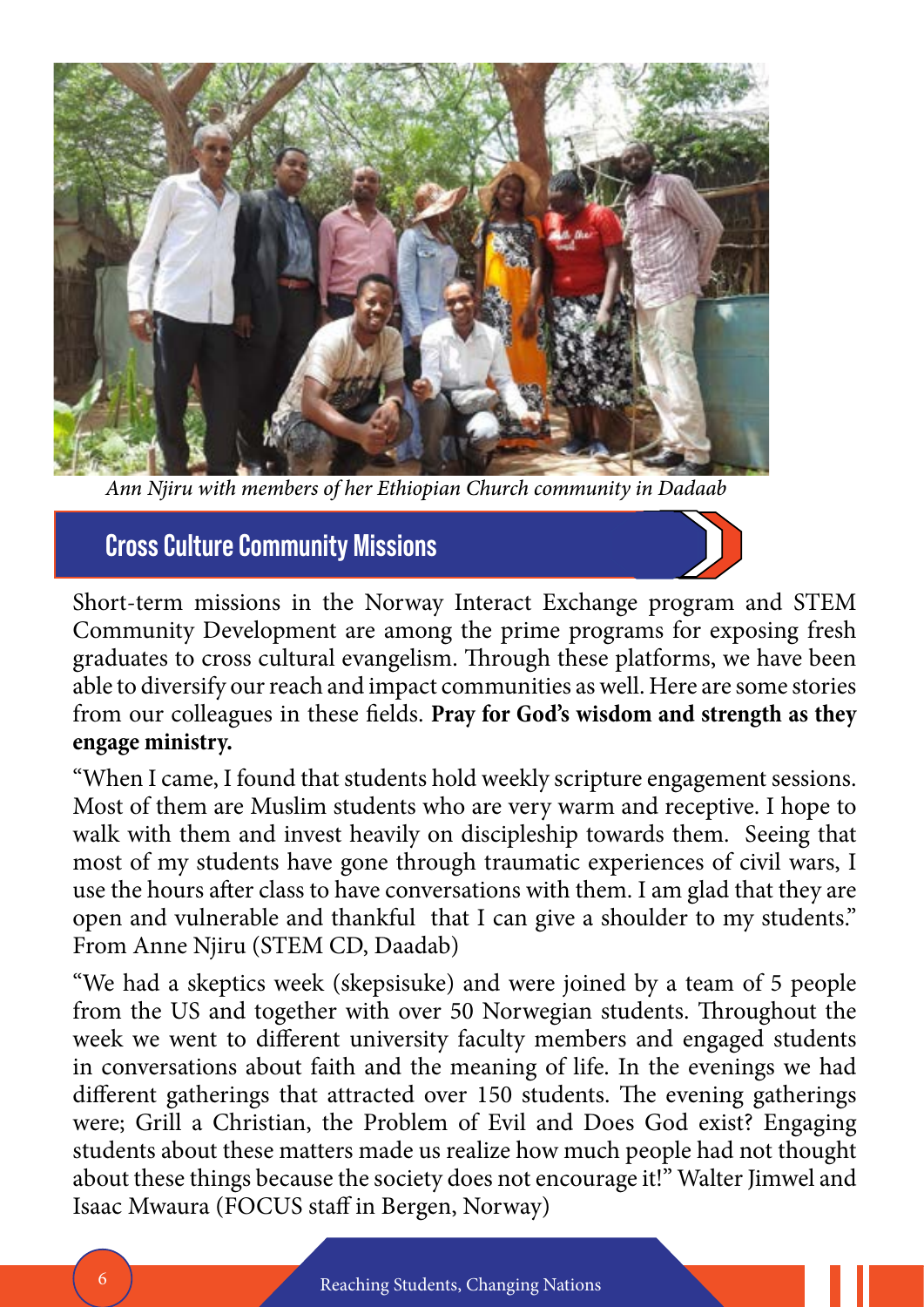*Ann Njiru with members of her Ethiopian Church community in Dadaab*

## Cross Culture Community Missions

Short-term missions in the Norway Interact Exchange program and STEM Community Development are among the prime programs for exposing fresh graduates to cross cultural evangelism. Through these platforms, we have been able to diversify our reach and impact communities as well. Here are some stories from our colleagues in these fields. **Pray for God's wisdom and strength as they engage ministry.**

"When I came, I found that students hold weekly scripture engagement sessions. Most of them are Muslim students who are very warm and receptive. I hope to walk with them and invest heavily on discipleship towards them. Seeing that most of my students have gone through traumatic experiences of civil wars, I use the hours after class to have conversations with them. I am glad that they are open and vulnerable and thankful that I can give a shoulder to my students." From Anne Njiru (STEM CD, Daadab)

"We had a skeptics week (skepsisuke) and were joined by a team of 5 people from the US and together with over 50 Norwegian students. Throughout the week we went to different university faculty members and engaged students in conversations about faith and the meaning of life. In the evenings we had different gatherings that attracted over 150 students. The evening gatherings were; Grill a Christian, the Problem of Evil and Does God exist? Engaging students about these matters made us realize how much people had not thought about these things because the society does not encourage it!" Walter Jimwel and Isaac Mwaura (FOCUS staff in Bergen, Norway)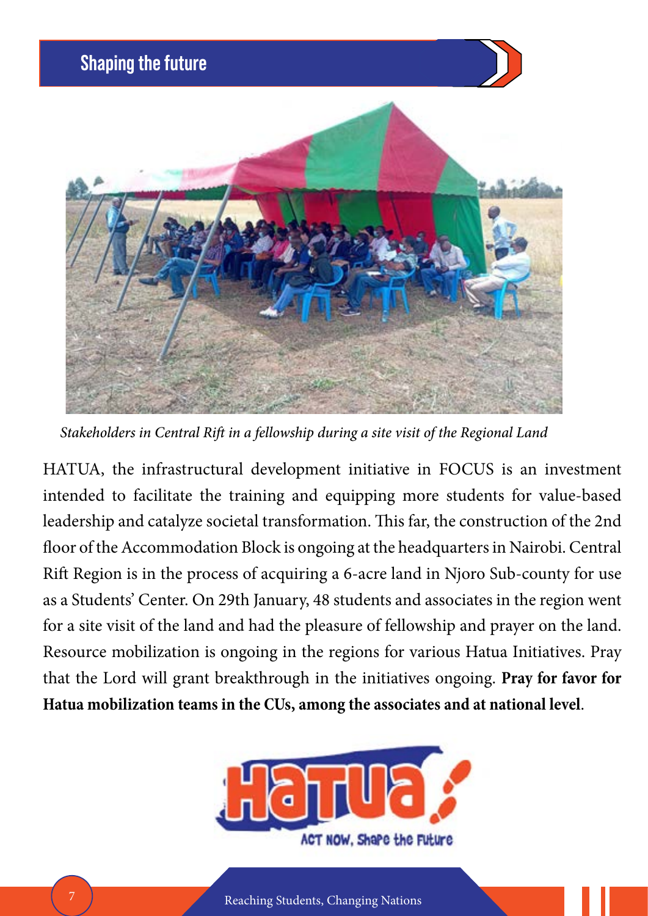## Shaping the future

*Stakeholders in Central Rift in a fellowship during a site visit of the Regional Land*

HATUA, the infrastructural development initiative in FOCUS is an investment intended to facilitate the training and equipping more students for value-based leadership and catalyze societal transformation. This far, the construction of the 2nd floor of the Accommodation Block is ongoing at the headquarters in Nairobi. Central Rift Region is in the process of acquiring a 6-acre land in Njoro Sub-county for use as a Students' Center. On 29th January, 48 students and associates in the region went for a site visit of the land and had the pleasure of fellowship and prayer on the land. Resource mobilization is ongoing in the regions for various Hatua Initiatives. Pray that the Lord will grant breakthrough in the initiatives ongoing. **Pray for favor for Hatua mobilization teams in the CUs, among the associates and at national level**.

Hatua
ACT NOW, Shape the Future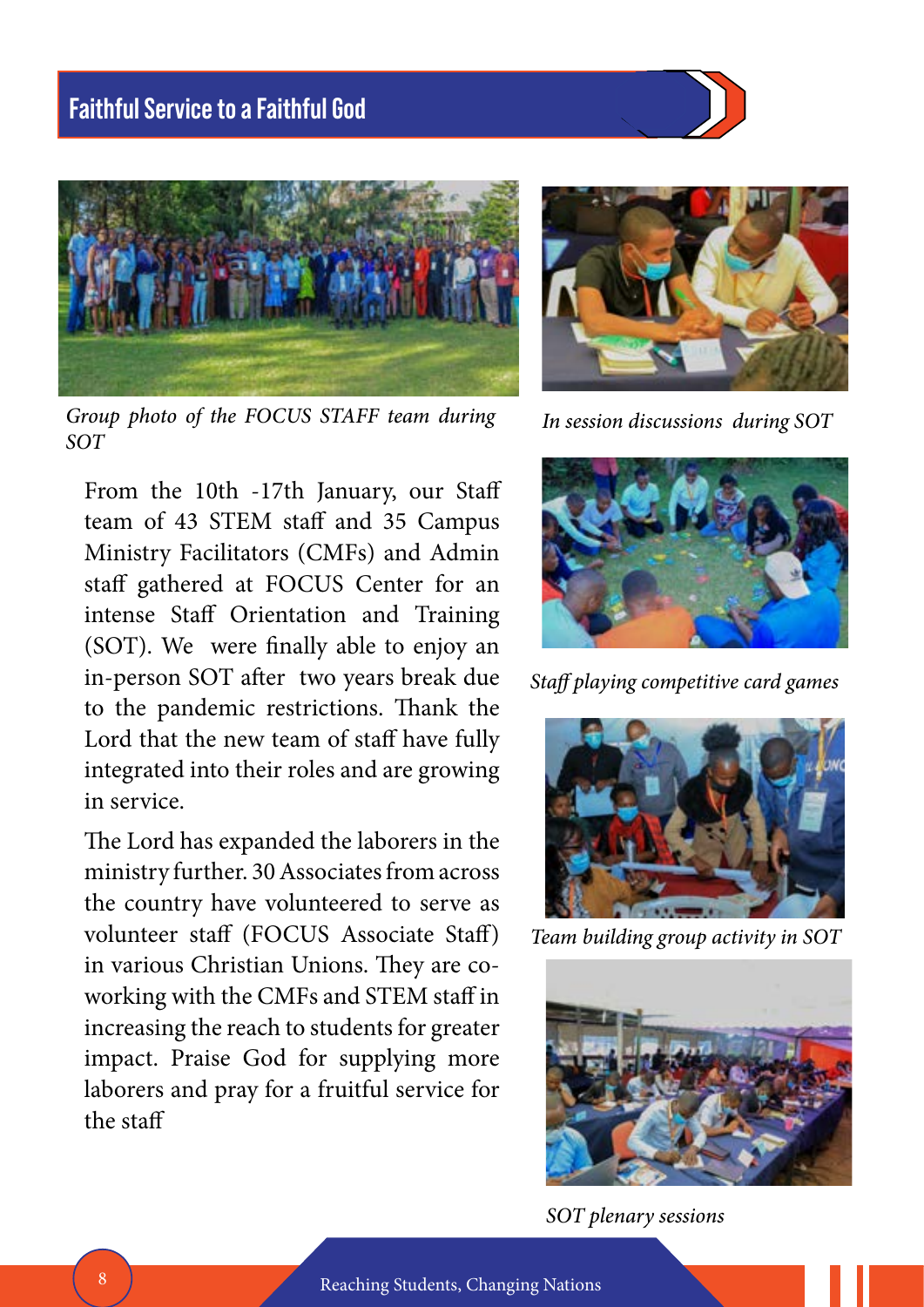# Faithful Service to a Faithful God

*Group photo of the FOCUS STAFF team during SOT*

From the 10th -17th January, our Staff team of 43 STEM staff and 35 Campus Ministry Facilitators (CMFs) and Admin staff gathered at FOCUS Center for an intense Staff Orientation and Training (SOT). We were finally able to enjoy an in-person SOT after two years break due to the pandemic restrictions. Thank the Lord that the new team of staff have fully integrated into their roles and are growing in service.

The Lord has expanded the laborers in the ministry further. 30 Associates from across the country have volunteered to serve as volunteer staff (FOCUS Associate Staff) in various Christian Unions. They are co-working with the CMFs and STEM staff in increasing the reach to students for greater impact. Praise God for supplying more laborers and pray for a fruitful service for the staff

*In session discussions during SOT*

*Staff playing competitive card games*

*Team building group activity in SOT*

*SOT plenary sessions*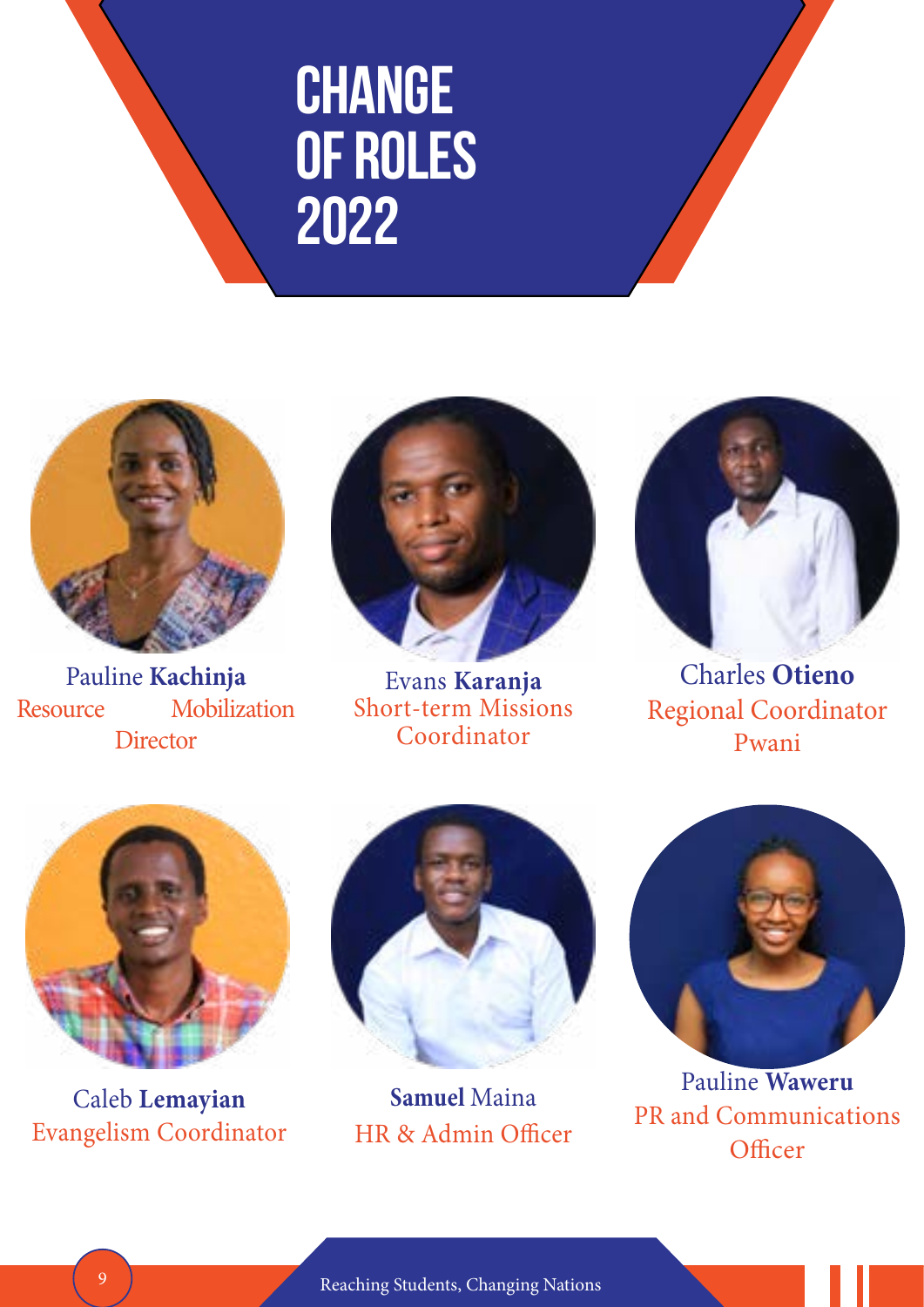# CHANGE OF ROLES 2022

Pauline **Kachinja**
Resource Mobilization Director

Evans **Karanja**
Short-term Missions Coordinator

Charles **Otieno**
Regional Coordinator Pwani

Caleb **Lemayian**
Evangelism Coordinator

**Samuel** Maina
HR & Admin Officer

Pauline **Waweru**
PR and Communications Officer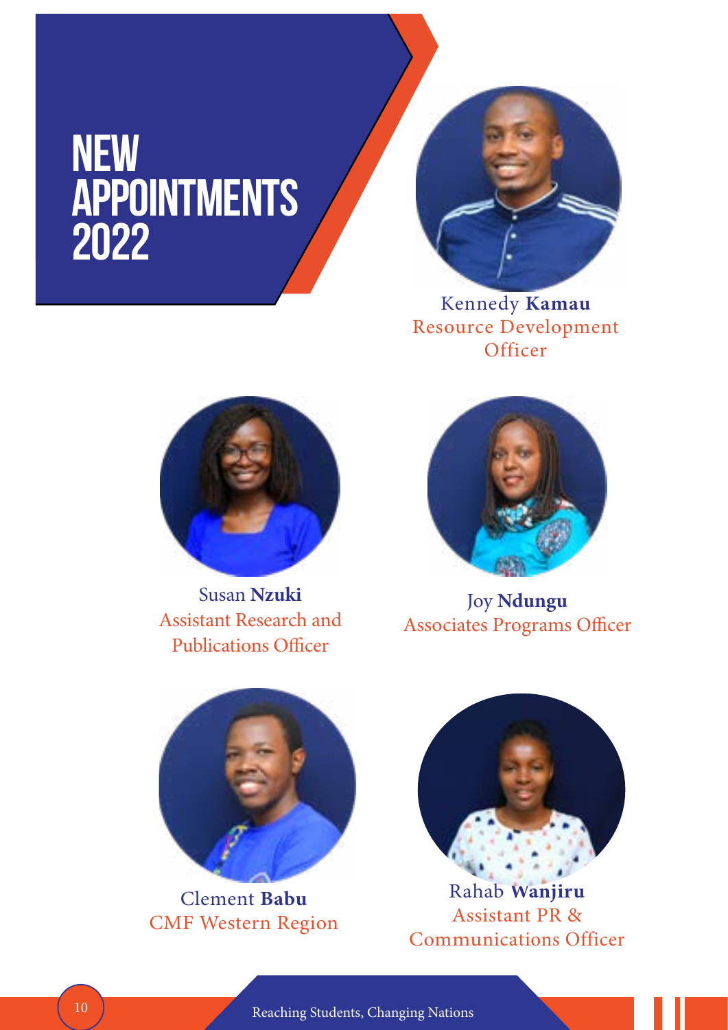# NEW APPOINTMENTS 2022

Kennedy **Kamau**
Resource Development Officer

Susan **Nzuki**
Assistant Research and Publications Officer

Joy **Ndungu**
Associates Programs Officer

Clement **Babu**
CMF Western Region

Rahab **Wanjiru**
Assistant PR & Communications Officer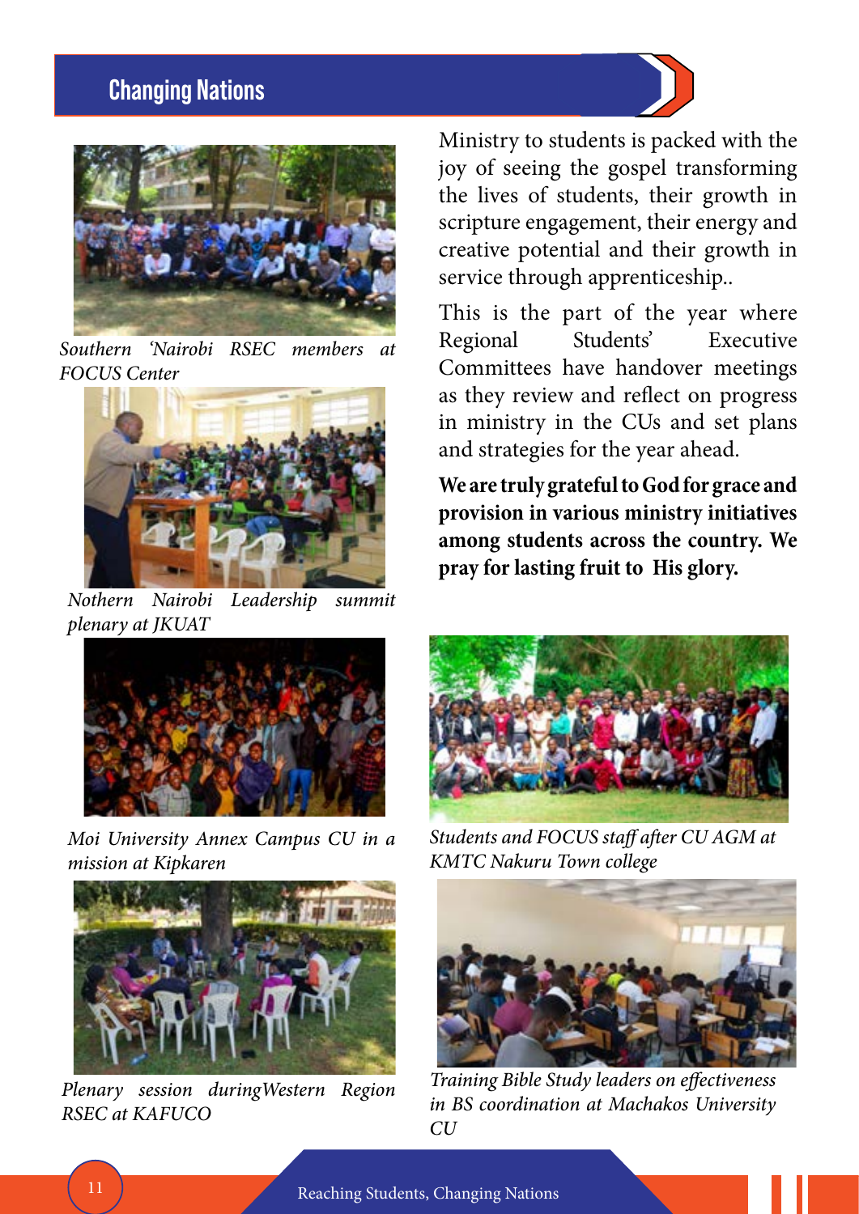## Changing Nations

*Southern 'Nairobi RSEC members at FOCUS Center*

*Nothern Nairobi Leadership summit plenary at JKUAT*

Ministry to students is packed with the joy of seeing the gospel transforming the lives of students, their growth in scripture engagement, their energy and creative potential and their growth in service through apprenticeship..

This is the part of the year where Regional Students' Executive Committees have handover meetings as they review and reflect on progress in ministry in the CUs and set plans and strategies for the year ahead.

**We are truly grateful to God for grace and provision in various ministry initiatives among students across the country. We pray for lasting fruit to His glory.**

*Moi University Annex Campus CU in a mission at Kipkaren*

*Students and FOCUS staff after CU AGM at KMTC Nakuru Town college*

*Plenary session duringWestern Region RSEC at KAFUCO*

*Training Bible Study leaders on effectiveness in BS coordination at Machakos University CU*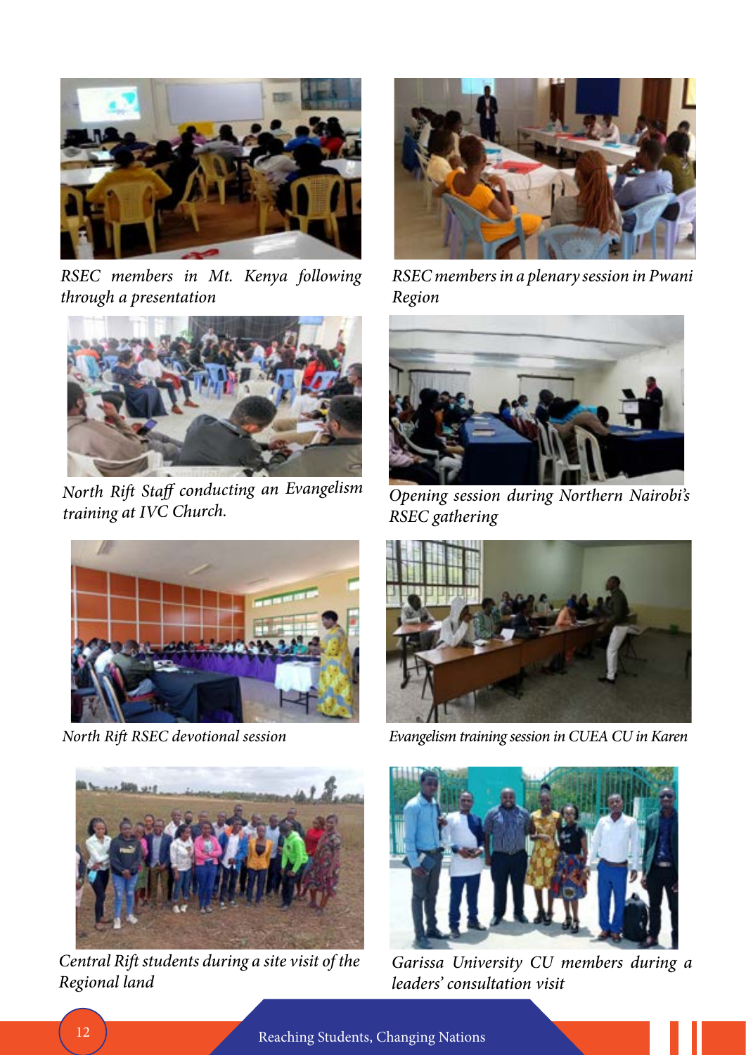*RSEC members in Mt. Kenya following through a presentation*

*RSEC members in a plenary session in Pwani Region*

*North Rift Staff conducting an Evangelism training at IVC Church.*

*Opening session during Northern Nairobi's RSEC gathering*

*North Rift RSEC devotional session*

*Evangelism training session in CUEA CU in Karen*

*Central Rift students during a site visit of the Regional land*

*Garissa University CU members during a leaders' consultation visit*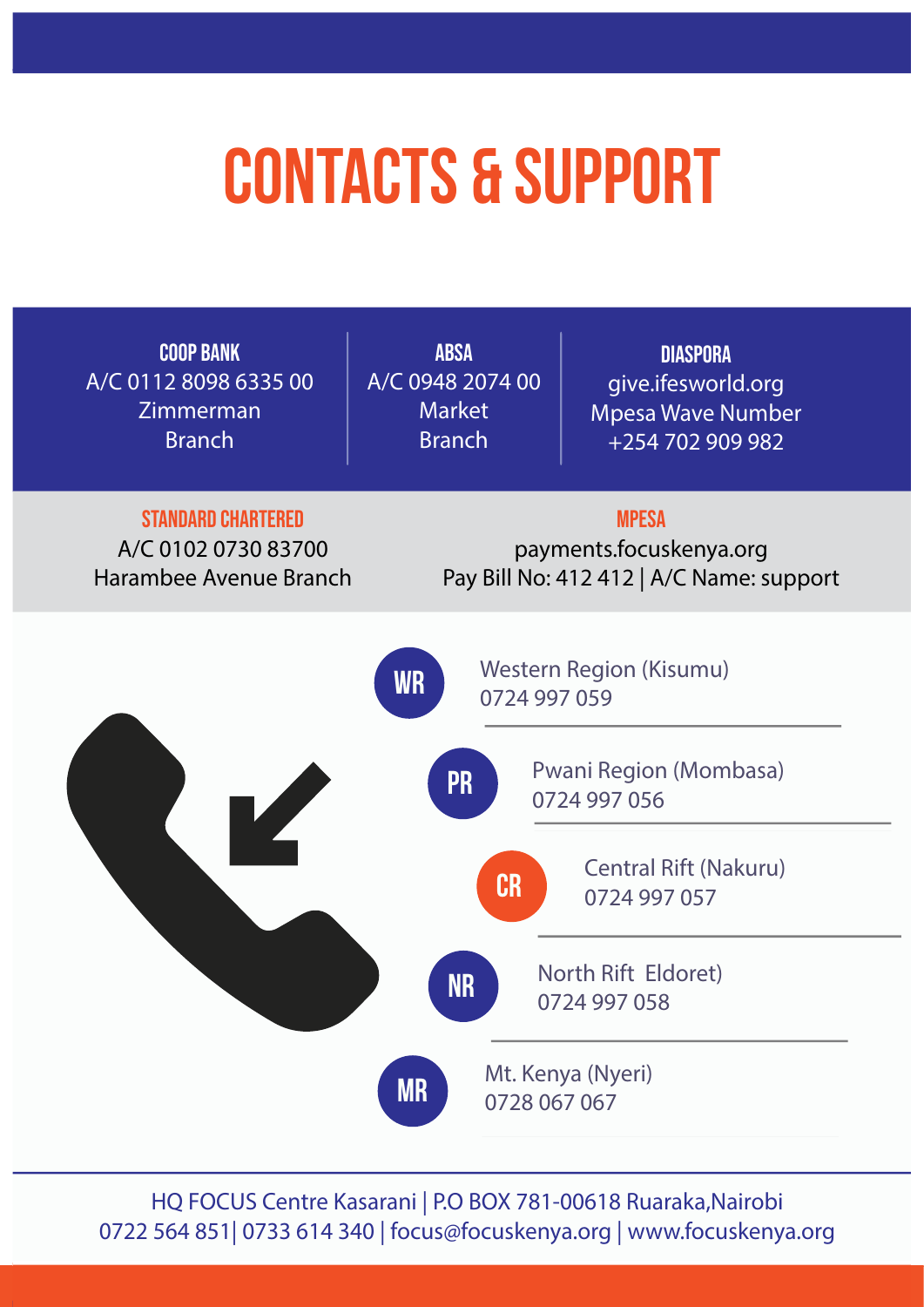# CONTACTS & SUPPORT

**COOP BANK**
A/C 0112 8098 6335 00
Zimmerman
Branch

**ABSA**
A/C 0948 2074 00
Market
Branch

**DIASPORA**
give.ifesworld.org
Mpesa Wave Number
+254 702 909 982

**STANDARD CHARTERED**
A/C 0102 0730 83700
Harambee Avenue Branch

**MPESA**
payments.focuskenya.org
Pay Bill No: 412 412 | A/C Name: support

**WR** Western Region (Kisumu)
0724 997 059

**PR** Pwani Region (Mombasa)
0724 997 056

**CR** Central Rift (Nakuru)
0724 997 057

**NR** North Rift Eldoret)
0724 997 058

**MR** Mt. Kenya (Nyeri)
0728 067 067

HQ FOCUS Centre Kasarani | P.O BOX 781-00618 Ruaraka,Nairobi
0722 564 851| 0733 614 340 | focus@focuskenya.org | www.focuskenya.org